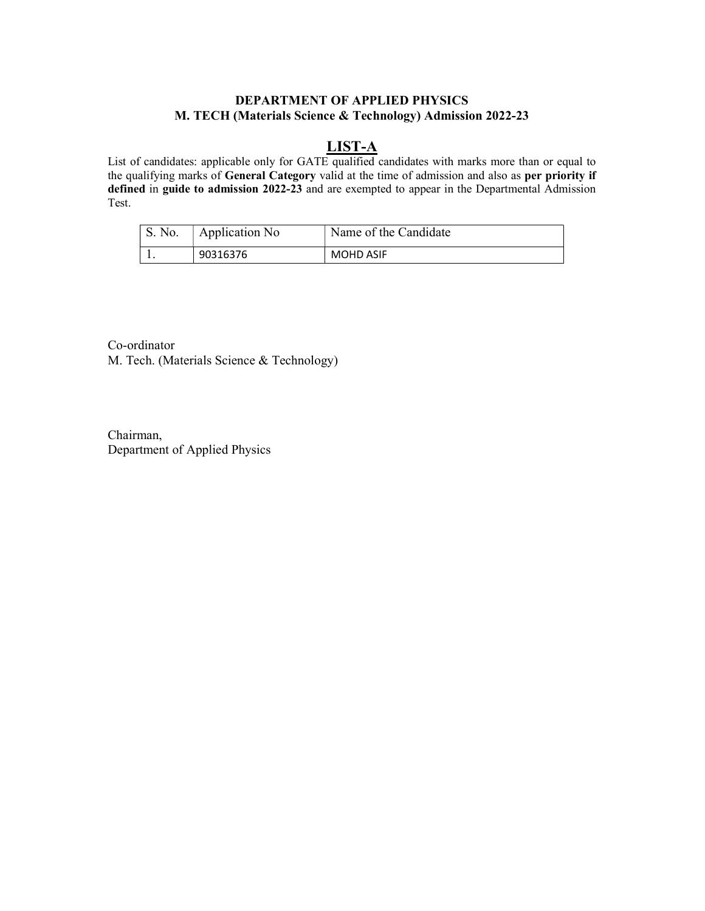**DEPARTMENT OF APPLIED PHYSICS**
**M. TECH (Materials Science & Technology) Admission 2022-23**

## LIST-A

List of candidates: applicable only for GATE qualified candidates with marks more than or equal to the qualifying marks of **General Category** valid at the time of admission and also as **per priority if defined** in **guide to admission 2022-23** and are exempted to appear in the Departmental Admission Test.

| S. No. | Application No | Name of the Candidate |
| --- | --- | --- |
| 1. | 90316376 | MOHD ASIF |

Co-ordinator
M. Tech. (Materials Science & Technology)

Chairman,
Department of Applied Physics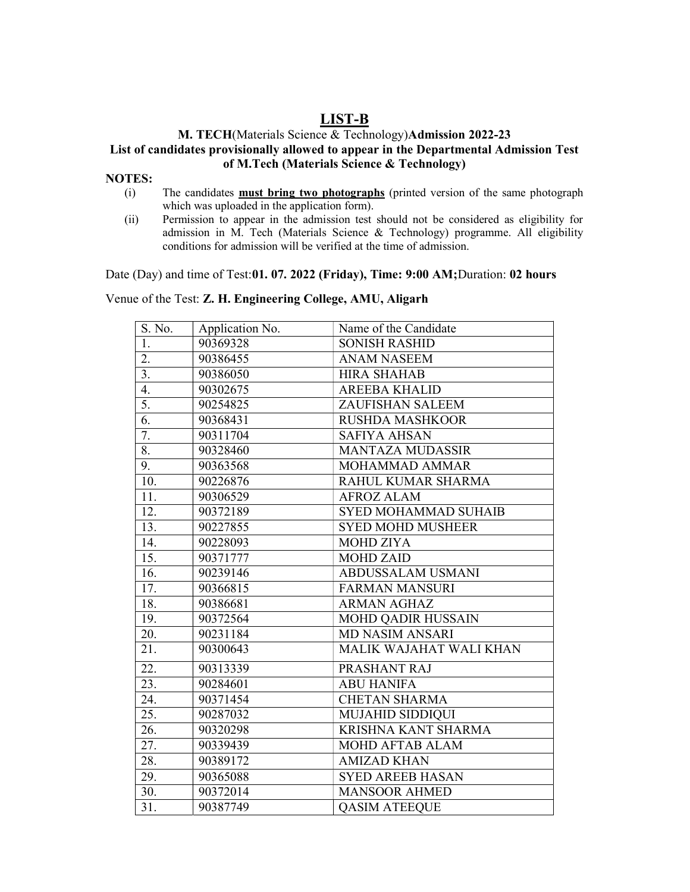# LIST-B

**M. TECH**(Materials Science & Technology)**Admission 2022-23**

**List of candidates provisionally allowed to appear in the Departmental Admission Test of M.Tech (Materials Science & Technology)**

**NOTES:**

(i) The candidates **must bring two photographs** (printed version of the same photograph which was uploaded in the application form).

(ii) Permission to appear in the admission test should not be considered as eligibility for admission in M. Tech (Materials Science & Technology) programme. All eligibility conditions for admission will be verified at the time of admission.

Date (Day) and time of Test:**01. 07. 2022 (Friday), Time: 9:00 AM;**Duration: **02 hours**

Venue of the Test: **Z. H. Engineering College, AMU, Aligarh**

| S. No. | Application No. | Name of the Candidate |
|---|---|---|
| 1. | 90369328 | SONISH RASHID |
| 2. | 90386455 | ANAM NASEEM |
| 3. | 90386050 | HIRA SHAHAB |
| 4. | 90302675 | AREEBA KHALID |
| 5. | 90254825 | ZAUFISHAN SALEEM |
| 6. | 90368431 | RUSHDA MASHKOOR |
| 7. | 90311704 | SAFIYA AHSAN |
| 8. | 90328460 | MANTAZA MUDASSIR |
| 9. | 90363568 | MOHAMMAD AMMAR |
| 10. | 90226876 | RAHUL KUMAR SHARMA |
| 11. | 90306529 | AFROZ ALAM |
| 12. | 90372189 | SYED MOHAMMAD SUHAIB |
| 13. | 90227855 | SYED MOHD MUSHEER |
| 14. | 90228093 | MOHD ZIYA |
| 15. | 90371777 | MOHD ZAID |
| 16. | 90239146 | ABDUSSALAM USMANI |
| 17. | 90366815 | FARMAN MANSURI |
| 18. | 90386681 | ARMAN AGHAZ |
| 19. | 90372564 | MOHD QADIR HUSSAIN |
| 20. | 90231184 | MD NASIM ANSARI |
| 21. | 90300643 | MALIK WAJAHAT WALI KHAN |
| 22. | 90313339 | PRASHANT RAJ |
| 23. | 90284601 | ABU HANIFA |
| 24. | 90371454 | CHETAN SHARMA |
| 25. | 90287032 | MUJAHID SIDDIQUI |
| 26. | 90320298 | KRISHNA KANT SHARMA |
| 27. | 90339439 | MOHD AFTAB ALAM |
| 28. | 90389172 | AMIZAD KHAN |
| 29. | 90365088 | SYED AREEB HASAN |
| 30. | 90372014 | MANSOOR AHMED |
| 31. | 90387749 | QASIM ATEEQUE |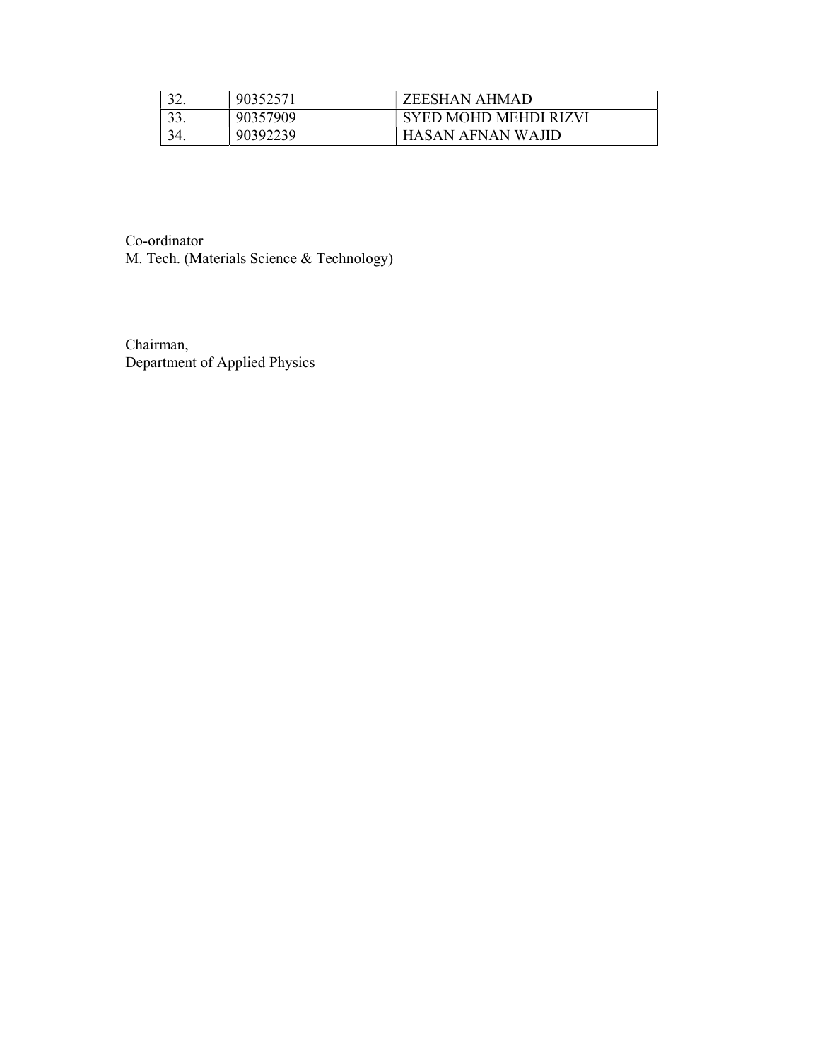| | | |
|---|---|---|
| 32. | 90352571 | ZEESHAN AHMAD |
| 33. | 90357909 | SYED MOHD MEHDI RIZVI |
| 34. | 90392239 | HASAN AFNAN WAJID |

Co-ordinator
M. Tech. (Materials Science & Technology)

Chairman,
Department of Applied Physics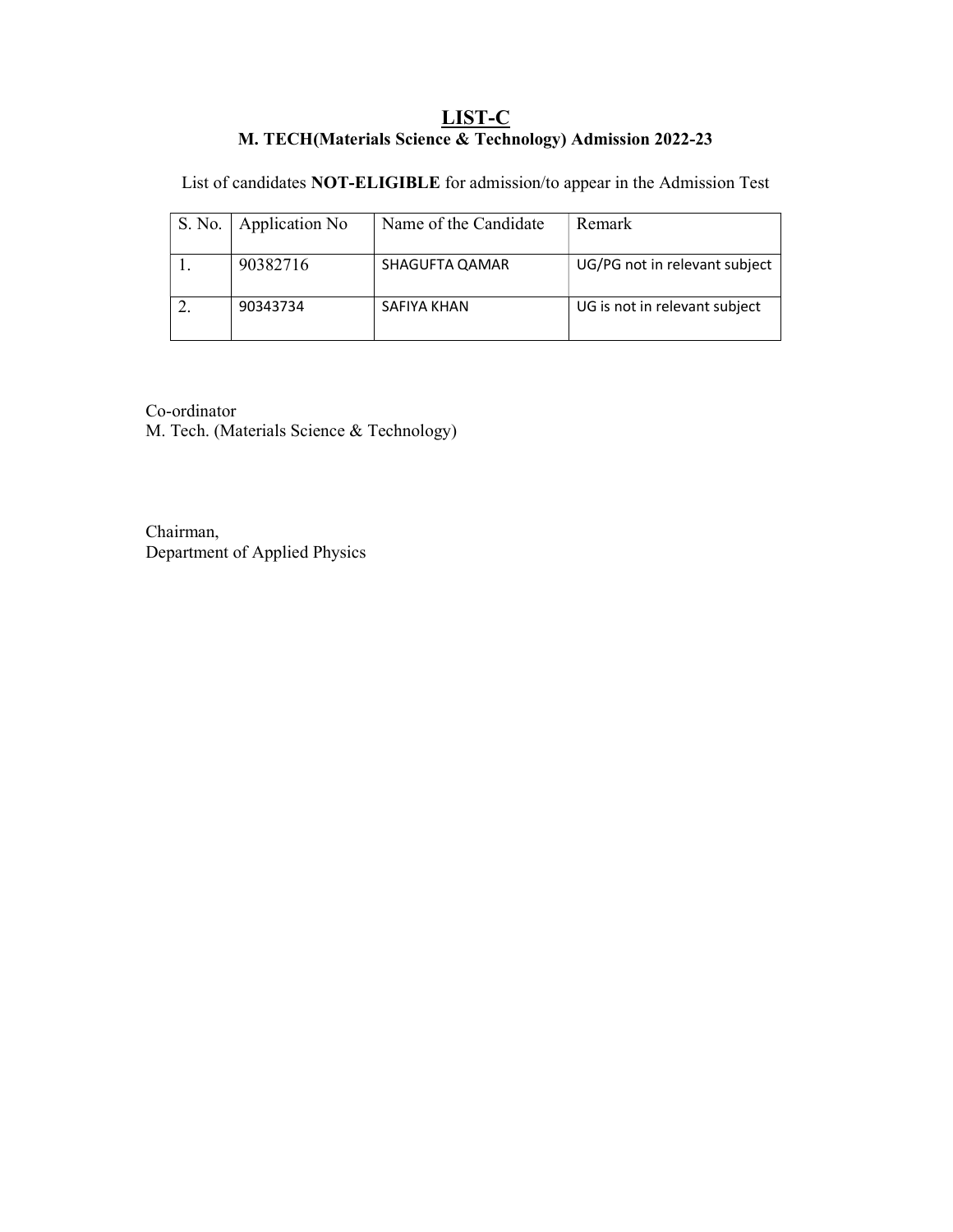# LIST-C

## M. TECH(Materials Science & Technology) Admission 2022-23

List of candidates **NOT-ELIGIBLE** for admission/to appear in the Admission Test

| S. No. | Application No | Name of the Candidate | Remark |
|---|---|---|---|
| 1. | 90382716 | SHAGUFTA QAMAR | UG/PG not in relevant subject |
| 2. | 90343734 | SAFIYA KHAN | UG is not in relevant subject |

Co-ordinator
M. Tech. (Materials Science & Technology)

Chairman,
Department of Applied Physics